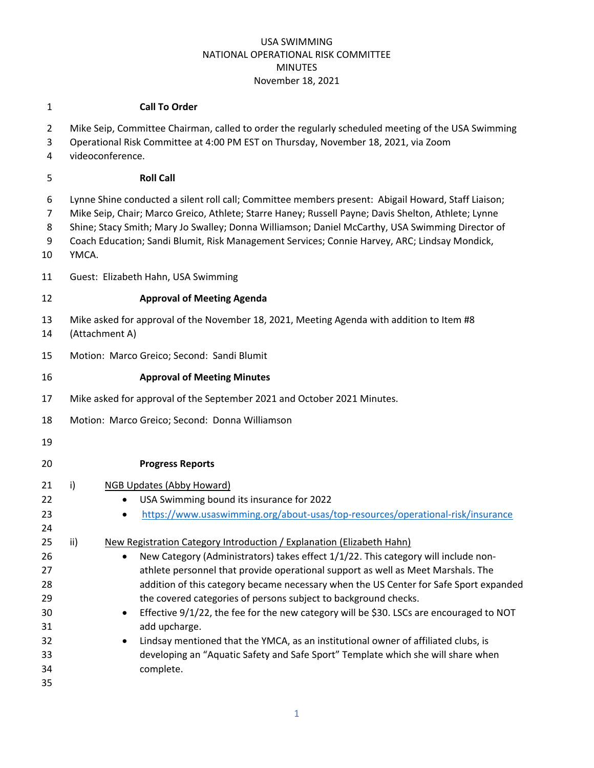USA SWIMMING
NATIONAL OPERATIONAL RISK COMMITTEE
MINUTES
November 18, 2021

**Call To Order**

Mike Seip, Committee Chairman, called to order the regularly scheduled meeting of the USA Swimming Operational Risk Committee at 4:00 PM EST on Thursday, November 18, 2021, via Zoom videoconference.

**Roll Call**

Lynne Shine conducted a silent roll call; Committee members present: Abigail Howard, Staff Liaison; Mike Seip, Chair; Marco Greico, Athlete; Starre Haney; Russell Payne; Davis Shelton, Athlete; Lynne Shine; Stacy Smith; Mary Jo Swalley; Donna Williamson; Daniel McCarthy, USA Swimming Director of Coach Education; Sandi Blumit, Risk Management Services; Connie Harvey, ARC; Lindsay Mondick, YMCA.

Guest: Elizabeth Hahn, USA Swimming

**Approval of Meeting Agenda**

Mike asked for approval of the November 18, 2021, Meeting Agenda with addition to Item #8 (Attachment A)

Motion: Marco Greico; Second: Sandi Blumit

**Approval of Meeting Minutes**

Mike asked for approval of the September 2021 and October 2021 Minutes.

Motion: Marco Greico; Second: Donna Williamson

**Progress Reports**

i) NGB Updates (Abby Howard)
- USA Swimming bound its insurance for 2022
- https://www.usaswimming.org/about-usas/top-resources/operational-risk/insurance

ii) New Registration Category Introduction / Explanation (Elizabeth Hahn)
- New Category (Administrators) takes effect 1/1/22. This category will include non-athlete personnel that provide operational support as well as Meet Marshals. The addition of this category became necessary when the US Center for Safe Sport expanded the covered categories of persons subject to background checks.
- Effective 9/1/22, the fee for the new category will be $30. LSCs are encouraged to NOT add upcharge.
- Lindsay mentioned that the YMCA, as an institutional owner of affiliated clubs, is developing an "Aquatic Safety and Safe Sport" Template which she will share when complete.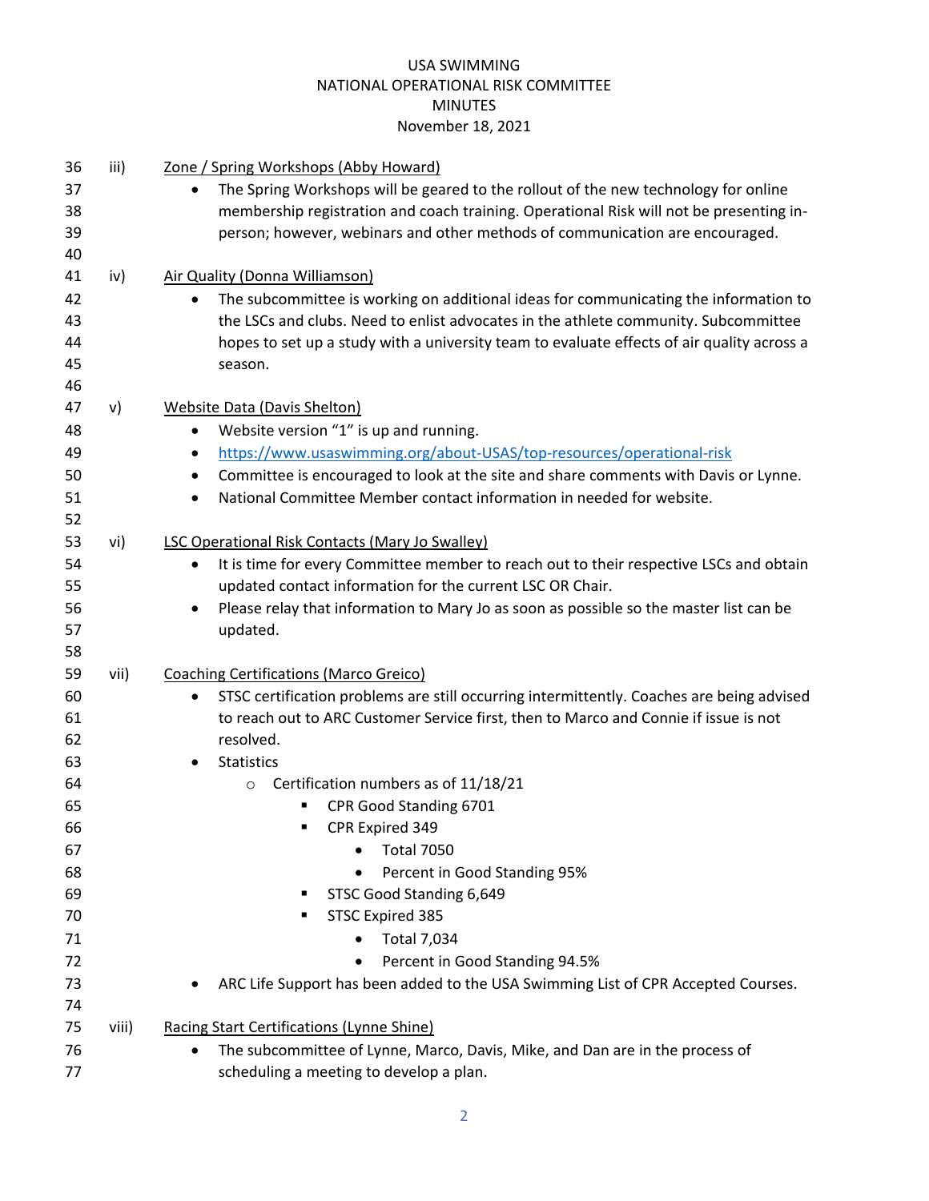iii) Zone / Spring Workshops (Abby Howard)

- The Spring Workshops will be geared to the rollout of the new technology for online membership registration and coach training. Operational Risk will not be presenting in-person; however, webinars and other methods of communication are encouraged.

iv) Air Quality (Donna Williamson)

- The subcommittee is working on additional ideas for communicating the information to the LSCs and clubs. Need to enlist advocates in the athlete community. Subcommittee hopes to set up a study with a university team to evaluate effects of air quality across a season.

v) Website Data (Davis Shelton)

- Website version "1" is up and running.
- https://www.usaswimming.org/about-USAS/top-resources/operational-risk
- Committee is encouraged to look at the site and share comments with Davis or Lynne.
- National Committee Member contact information in needed for website.

vi) LSC Operational Risk Contacts (Mary Jo Swalley)

- It is time for every Committee member to reach out to their respective LSCs and obtain updated contact information for the current LSC OR Chair.
- Please relay that information to Mary Jo as soon as possible so the master list can be updated.

vii) Coaching Certifications (Marco Greico)

- STSC certification problems are still occurring intermittently. Coaches are being advised to reach out to ARC Customer Service first, then to Marco and Connie if issue is not resolved.
- Statistics
  - Certification numbers as of 11/18/21
    - CPR Good Standing 6701
    - CPR Expired 349
      - Total 7050
      - Percent in Good Standing 95%
    - STSC Good Standing 6,649
    - STSC Expired 385
      - Total 7,034
      - Percent in Good Standing 94.5%
- ARC Life Support has been added to the USA Swimming List of CPR Accepted Courses.

viii) Racing Start Certifications (Lynne Shine)

- The subcommittee of Lynne, Marco, Davis, Mike, and Dan are in the process of scheduling a meeting to develop a plan.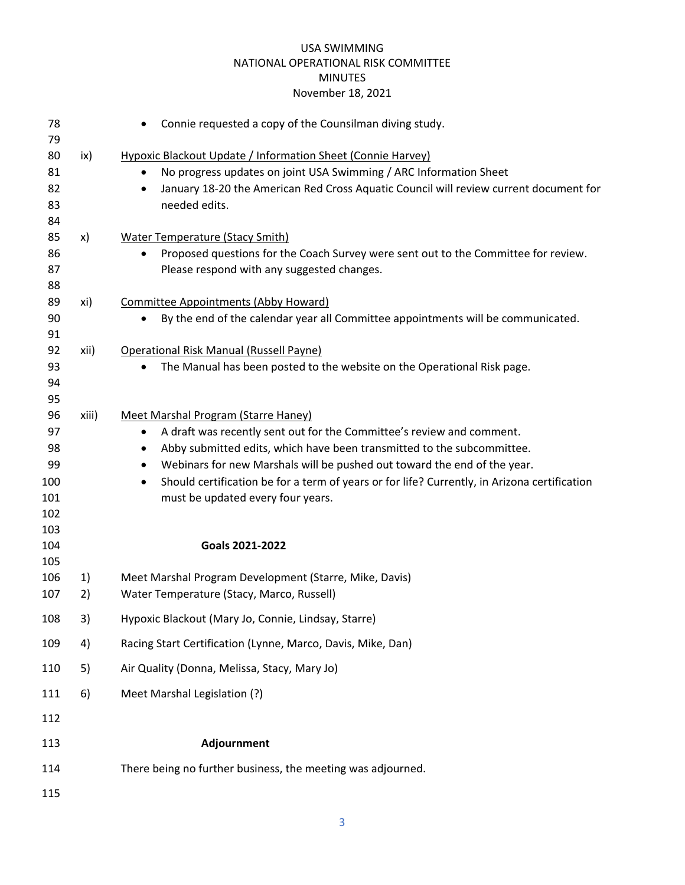- Connie requested a copy of the Counsilman diving study.

ix) Hypoxic Blackout Update / Information Sheet (Connie Harvey)

- No progress updates on joint USA Swimming / ARC Information Sheet
- January 18-20 the American Red Cross Aquatic Council will review current document for needed edits.

x) Water Temperature (Stacy Smith)

- Proposed questions for the Coach Survey were sent out to the Committee for review. Please respond with any suggested changes.

xi) Committee Appointments (Abby Howard)

- By the end of the calendar year all Committee appointments will be communicated.

xii) Operational Risk Manual (Russell Payne)

- The Manual has been posted to the website on the Operational Risk page.

xiii) Meet Marshal Program (Starre Haney)

- A draft was recently sent out for the Committee's review and comment.
- Abby submitted edits, which have been transmitted to the subcommittee.
- Webinars for new Marshals will be pushed out toward the end of the year.
- Should certification be for a term of years or for life? Currently, in Arizona certification must be updated every four years.

## Goals 2021-2022

1) Meet Marshal Program Development (Starre, Mike, Davis)
2) Water Temperature (Stacy, Marco, Russell)
3) Hypoxic Blackout (Mary Jo, Connie, Lindsay, Starre)
4) Racing Start Certification (Lynne, Marco, Davis, Mike, Dan)
5) Air Quality (Donna, Melissa, Stacy, Mary Jo)
6) Meet Marshal Legislation (?)

## Adjournment

There being no further business, the meeting was adjourned.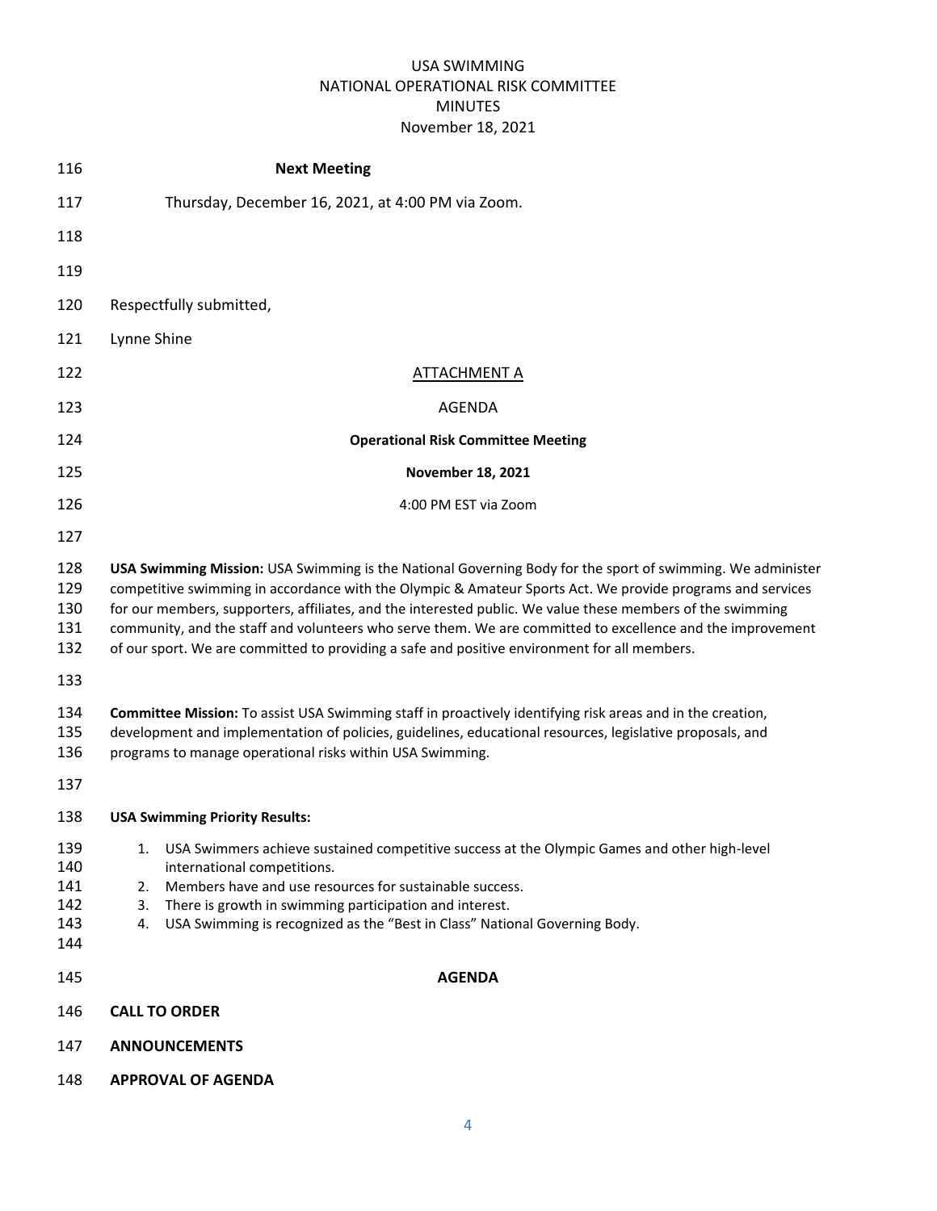**Next Meeting**

Thursday, December 16, 2021, at 4:00 PM via Zoom.

Respectfully submitted,

Lynne Shine

ATTACHMENT A

AGENDA

**Operational Risk Committee Meeting**

**November 18, 2021**

4:00 PM EST via Zoom

**USA Swimming Mission:** USA Swimming is the National Governing Body for the sport of swimming. We administer competitive swimming in accordance with the Olympic & Amateur Sports Act. We provide programs and services for our members, supporters, affiliates, and the interested public. We value these members of the swimming community, and the staff and volunteers who serve them. We are committed to excellence and the improvement of our sport. We are committed to providing a safe and positive environment for all members.

**Committee Mission:** To assist USA Swimming staff in proactively identifying risk areas and in the creation, development and implementation of policies, guidelines, educational resources, legislative proposals, and programs to manage operational risks within USA Swimming.

**USA Swimming Priority Results:**

1. USA Swimmers achieve sustained competitive success at the Olympic Games and other high-level international competitions.
2. Members have and use resources for sustainable success.
3. There is growth in swimming participation and interest.
4. USA Swimming is recognized as the "Best in Class" National Governing Body.

**AGENDA**

**CALL TO ORDER**

**ANNOUNCEMENTS**

**APPROVAL OF AGENDA**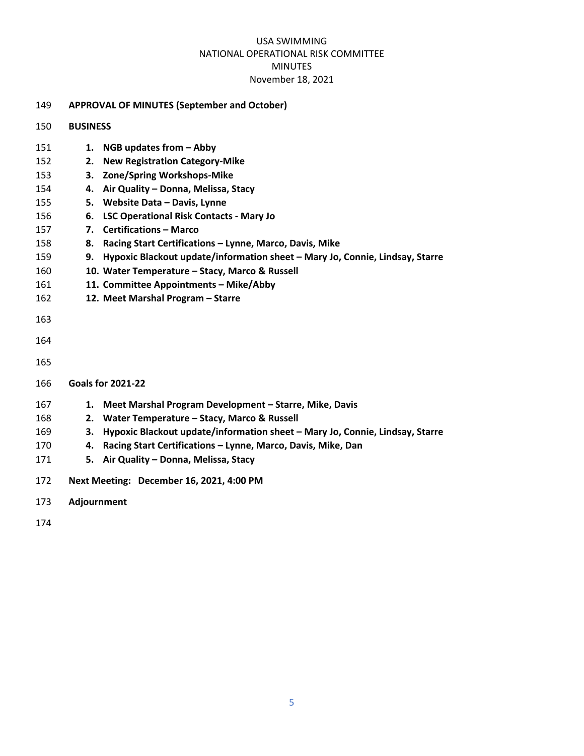USA SWIMMING
NATIONAL OPERATIONAL RISK COMMITTEE
MINUTES
November 18, 2021

**APPROVAL OF MINUTES (September and October)**

**BUSINESS**

1. **NGB updates from – Abby**
2. **New Registration Category-Mike**
3. **Zone/Spring Workshops-Mike**
4. **Air Quality – Donna, Melissa, Stacy**
5. **Website Data – Davis, Lynne**
6. **LSC Operational Risk Contacts - Mary Jo**
7. **Certifications – Marco**
8. **Racing Start Certifications – Lynne, Marco, Davis, Mike**
9. **Hypoxic Blackout update/information sheet – Mary Jo, Connie, Lindsay, Starre**
10. **Water Temperature – Stacy, Marco & Russell**
11. **Committee Appointments – Mike/Abby**
12. **Meet Marshal Program – Starre**

**Goals for 2021-22**

1. **Meet Marshal Program Development – Starre, Mike, Davis**
2. **Water Temperature – Stacy, Marco & Russell**
3. **Hypoxic Blackout update/information sheet – Mary Jo, Connie, Lindsay, Starre**
4. **Racing Start Certifications – Lynne, Marco, Davis, Mike, Dan**
5. **Air Quality – Donna, Melissa, Stacy**

**Next Meeting: December 16, 2021, 4:00 PM**

**Adjournment**